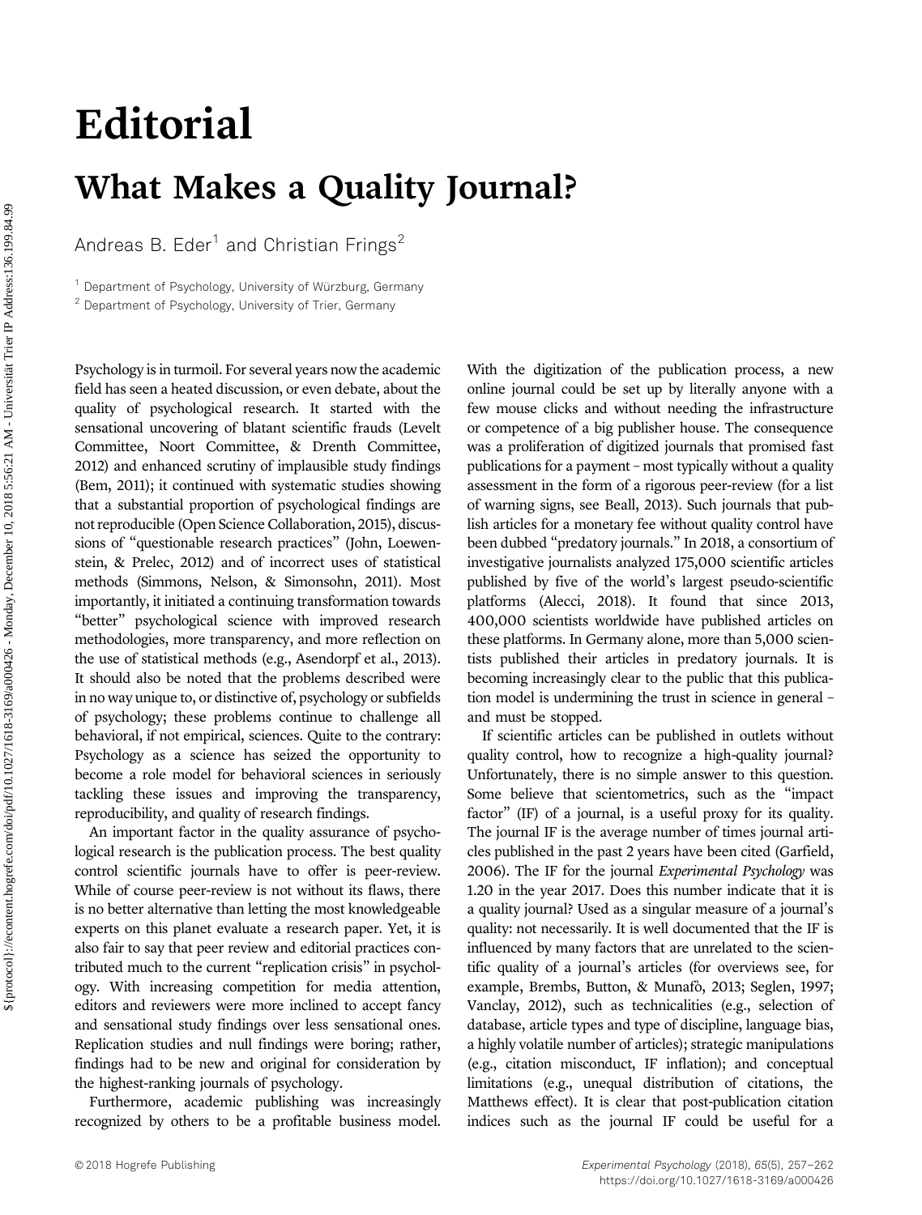# Editorial

## What Makes a Quality Journal?

Andreas B. Eder[1] and Christian Frings[2]

[1] Department of Psychology, University of Würzburg, Germany

[2] Department of Psychology, University of Trier, Germany

Psychology is in turmoil. For several years now the academic field has seen a heated discussion, or even debate, about the quality of psychological research. It started with the sensational uncovering of blatant scientific frauds (Levelt Committee, Noort Committee, & Drenth Committee, 2012) and enhanced scrutiny of implausible study findings (Bem, 2011); it continued with systematic studies showing that a substantial proportion of psychological findings are not reproducible (Open Science Collaboration, 2015), discussions of "questionable research practices" (John, Loewenstein, & Prelec, 2012) and of incorrect uses of statistical methods (Simmons, Nelson, & Simonsohn, 2011). Most importantly, it initiated a continuing transformation towards "better" psychological science with improved research methodologies, more transparency, and more reflection on the use of statistical methods (e.g., Asendorpf et al., 2013). It should also be noted that the problems described were in no way unique to, or distinctive of, psychology or subfields of psychology; these problems continue to challenge all behavioral, if not empirical, sciences. Quite to the contrary: Psychology as a science has seized the opportunity to become a role model for behavioral sciences in seriously tackling these issues and improving the transparency, reproducibility, and quality of research findings.

An important factor in the quality assurance of psychological research is the publication process. The best quality control scientific journals have to offer is peer-review. While of course peer-review is not without its flaws, there is no better alternative than letting the most knowledgeable experts on this planet evaluate a research paper. Yet, it is also fair to say that peer review and editorial practices contributed much to the current "replication crisis" in psychology. With increasing competition for media attention, editors and reviewers were more inclined to accept fancy and sensational study findings over less sensational ones. Replication studies and null findings were boring; rather, findings had to be new and original for consideration by the highest-ranking journals of psychology.

Furthermore, academic publishing was increasingly recognized by others to be a profitable business model. With the digitization of the publication process, a new online journal could be set up by literally anyone with a few mouse clicks and without needing the infrastructure or competence of a big publisher house. The consequence was a proliferation of digitized journals that promised fast publications for a payment – most typically without a quality assessment in the form of a rigorous peer-review (for a list of warning signs, see Beall, 2013). Such journals that publish articles for a monetary fee without quality control have been dubbed "predatory journals." In 2018, a consortium of investigative journalists analyzed 175,000 scientific articles published by five of the world's largest pseudo-scientific platforms (Alecci, 2018). It found that since 2013, 400,000 scientists worldwide have published articles on these platforms. In Germany alone, more than 5,000 scientists published their articles in predatory journals. It is becoming increasingly clear to the public that this publication model is undermining the trust in science in general – and must be stopped.

If scientific articles can be published in outlets without quality control, how to recognize a high-quality journal? Unfortunately, there is no simple answer to this question. Some believe that scientometrics, such as the "impact factor" (IF) of a journal, is a useful proxy for its quality. The journal IF is the average number of times journal articles published in the past 2 years have been cited (Garfield, 2006). The IF for the journal *Experimental Psychology* was 1.20 in the year 2017. Does this number indicate that it is a quality journal? Used as a singular measure of a journal's quality: not necessarily. It is well documented that the IF is influenced by many factors that are unrelated to the scientific quality of a journal's articles (for overviews see, for example, Brembs, Button, & Munafò, 2013; Seglen, 1997; Vanclay, 2012), such as technicalities (e.g., selection of database, article types and type of discipline, language bias, a highly volatile number of articles); strategic manipulations (e.g., citation misconduct, IF inflation); and conceptual limitations (e.g., unequal distribution of citations, the Matthews effect). It is clear that post-publication citation indices such as the journal IF could be useful for a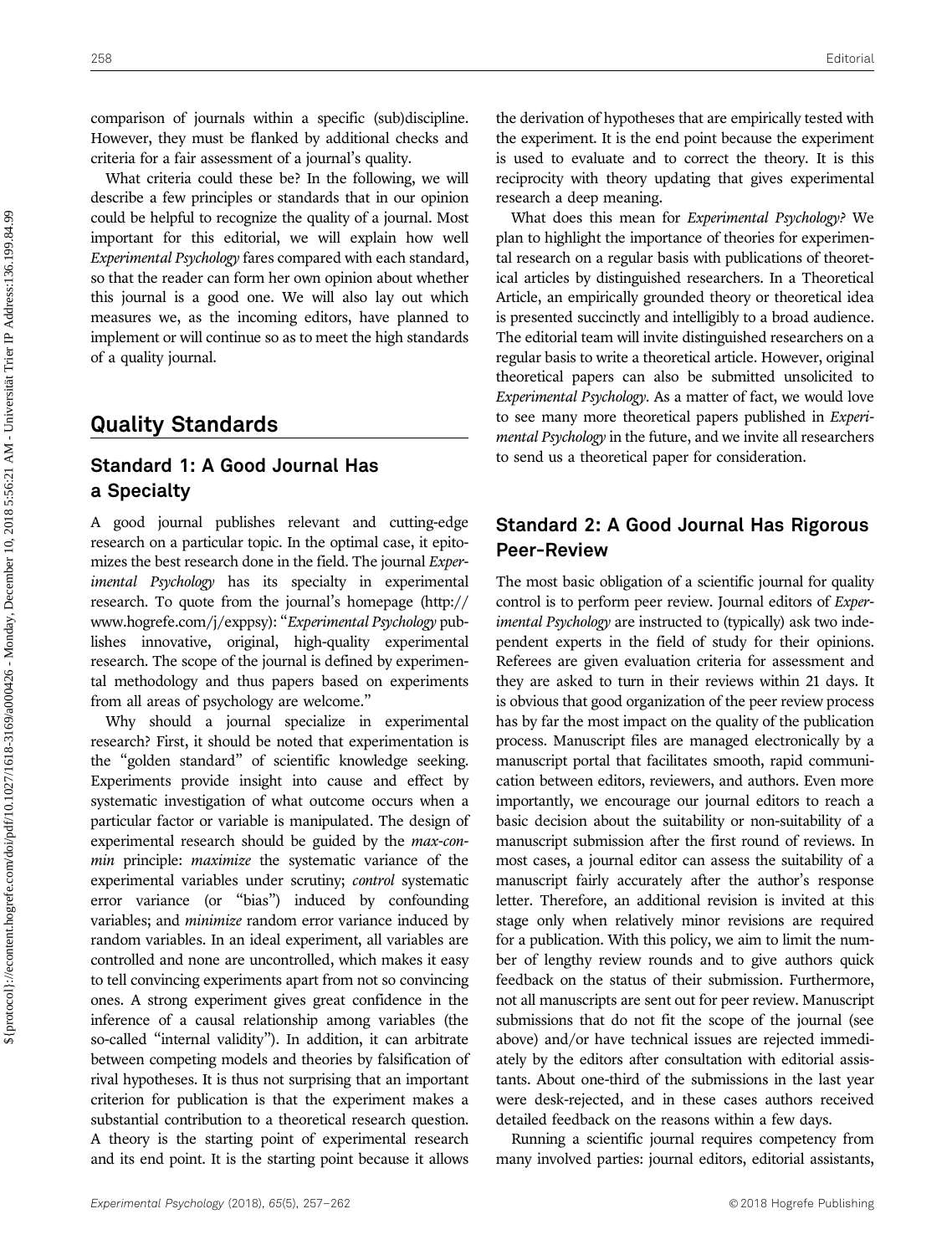comparison of journals within a specific (sub)discipline. However, they must be flanked by additional checks and criteria for a fair assessment of a journal's quality.

What criteria could these be? In the following, we will describe a few principles or standards that in our opinion could be helpful to recognize the quality of a journal. Most important for this editorial, we will explain how well *Experimental Psychology* fares compared with each standard, so that the reader can form her own opinion about whether this journal is a good one. We will also lay out which measures we, as the incoming editors, have planned to implement or will continue so as to meet the high standards of a quality journal.

## Quality Standards

### Standard 1: A Good Journal Has a Specialty

A good journal publishes relevant and cutting-edge research on a particular topic. In the optimal case, it epitomizes the best research done in the field. The journal *Experimental Psychology* has its specialty in experimental research. To quote from the journal's homepage (http://www.hogrefe.com/j/exppsy): "*Experimental Psychology* publishes innovative, original, high-quality experimental research. The scope of the journal is defined by experimental methodology and thus papers based on experiments from all areas of psychology are welcome."

Why should a journal specialize in experimental research? First, it should be noted that experimentation is the "golden standard" of scientific knowledge seeking. Experiments provide insight into cause and effect by systematic investigation of what outcome occurs when a particular factor or variable is manipulated. The design of experimental research should be guided by the *max-con-min* principle: *maximize* the systematic variance of the experimental variables under scrutiny; *control* systematic error variance (or "bias") induced by confounding variables; and *minimize* random error variance induced by random variables. In an ideal experiment, all variables are controlled and none are uncontrolled, which makes it easy to tell convincing experiments apart from not so convincing ones. A strong experiment gives great confidence in the inference of a causal relationship among variables (the so-called "internal validity"). In addition, it can arbitrate between competing models and theories by falsification of rival hypotheses. It is thus not surprising that an important criterion for publication is that the experiment makes a substantial contribution to a theoretical research question. A theory is the starting point of experimental research and its end point. It is the starting point because it allows the derivation of hypotheses that are empirically tested with the experiment. It is the end point because the experiment is used to evaluate and to correct the theory. It is this reciprocity with theory updating that gives experimental research a deep meaning.

What does this mean for *Experimental Psychology?* We plan to highlight the importance of theories for experimental research on a regular basis with publications of theoretical articles by distinguished researchers. In a Theoretical Article, an empirically grounded theory or theoretical idea is presented succinctly and intelligibly to a broad audience. The editorial team will invite distinguished researchers on a regular basis to write a theoretical article. However, original theoretical papers can also be submitted unsolicited to *Experimental Psychology*. As a matter of fact, we would love to see many more theoretical papers published in *Experimental Psychology* in the future, and we invite all researchers to send us a theoretical paper for consideration.

### Standard 2: A Good Journal Has Rigorous Peer-Review

The most basic obligation of a scientific journal for quality control is to perform peer review. Journal editors of *Experimental Psychology* are instructed to (typically) ask two independent experts in the field of study for their opinions. Referees are given evaluation criteria for assessment and they are asked to turn in their reviews within 21 days. It is obvious that good organization of the peer review process has by far the most impact on the quality of the publication process. Manuscript files are managed electronically by a manuscript portal that facilitates smooth, rapid communication between editors, reviewers, and authors. Even more importantly, we encourage our journal editors to reach a basic decision about the suitability or non-suitability of a manuscript submission after the first round of reviews. In most cases, a journal editor can assess the suitability of a manuscript fairly accurately after the author's response letter. Therefore, an additional revision is invited at this stage only when relatively minor revisions are required for a publication. With this policy, we aim to limit the number of lengthy review rounds and to give authors quick feedback on the status of their submission. Furthermore, not all manuscripts are sent out for peer review. Manuscript submissions that do not fit the scope of the journal (see above) and/or have technical issues are rejected immediately by the editors after consultation with editorial assistants. About one-third of the submissions in the last year were desk-rejected, and in these cases authors received detailed feedback on the reasons within a few days.

Running a scientific journal requires competency from many involved parties: journal editors, editorial assistants,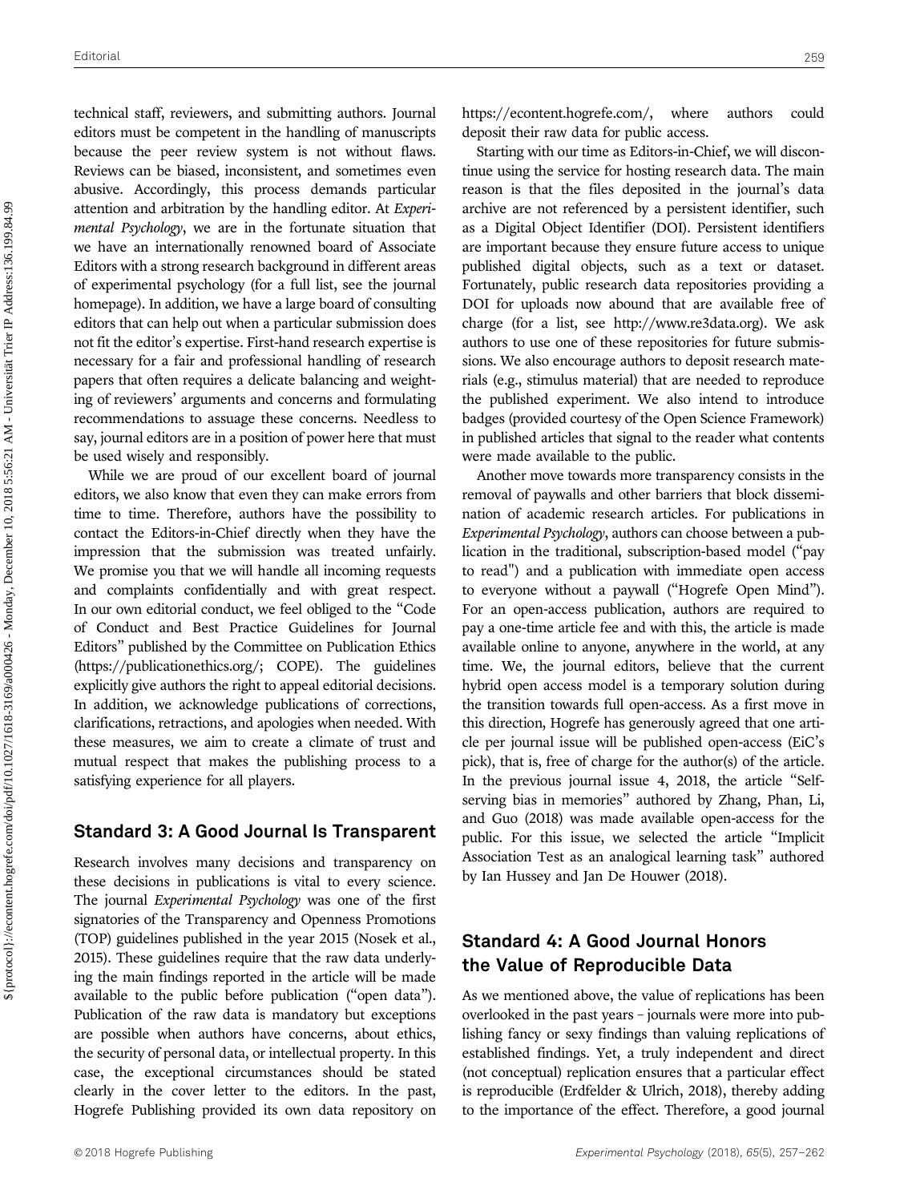technical staff, reviewers, and submitting authors. Journal editors must be competent in the handling of manuscripts because the peer review system is not without flaws. Reviews can be biased, inconsistent, and sometimes even abusive. Accordingly, this process demands particular attention and arbitration by the handling editor. At *Experimental Psychology*, we are in the fortunate situation that we have an internationally renowned board of Associate Editors with a strong research background in different areas of experimental psychology (for a full list, see the journal homepage). In addition, we have a large board of consulting editors that can help out when a particular submission does not fit the editor's expertise. First-hand research expertise is necessary for a fair and professional handling of research papers that often requires a delicate balancing and weighting of reviewers' arguments and concerns and formulating recommendations to assuage these concerns. Needless to say, journal editors are in a position of power here that must be used wisely and responsibly.

While we are proud of our excellent board of journal editors, we also know that even they can make errors from time to time. Therefore, authors have the possibility to contact the Editors-in-Chief directly when they have the impression that the submission was treated unfairly. We promise you that we will handle all incoming requests and complaints confidentially and with great respect. In our own editorial conduct, we feel obliged to the "Code of Conduct and Best Practice Guidelines for Journal Editors" published by the Committee on Publication Ethics (https://publicationethics.org/; COPE). The guidelines explicitly give authors the right to appeal editorial decisions. In addition, we acknowledge publications of corrections, clarifications, retractions, and apologies when needed. With these measures, we aim to create a climate of trust and mutual respect that makes the publishing process to a satisfying experience for all players.

## Standard 3: A Good Journal Is Transparent

Research involves many decisions and transparency on these decisions in publications is vital to every science. The journal *Experimental Psychology* was one of the first signatories of the Transparency and Openness Promotions (TOP) guidelines published in the year 2015 (Nosek et al., 2015). These guidelines require that the raw data underlying the main findings reported in the article will be made available to the public before publication ("open data"). Publication of the raw data is mandatory but exceptions are possible when authors have concerns, about ethics, the security of personal data, or intellectual property. In this case, the exceptional circumstances should be stated clearly in the cover letter to the editors. In the past, Hogrefe Publishing provided its own data repository on https://econtent.hogrefe.com/, where authors could deposit their raw data for public access.

Starting with our time as Editors-in-Chief, we will discontinue using the service for hosting research data. The main reason is that the files deposited in the journal's data archive are not referenced by a persistent identifier, such as a Digital Object Identifier (DOI). Persistent identifiers are important because they ensure future access to unique published digital objects, such as a text or dataset. Fortunately, public research data repositories providing a DOI for uploads now abound that are available free of charge (for a list, see http://www.re3data.org). We ask authors to use one of these repositories for future submissions. We also encourage authors to deposit research materials (e.g., stimulus material) that are needed to reproduce the published experiment. We also intend to introduce badges (provided courtesy of the Open Science Framework) in published articles that signal to the reader what contents were made available to the public.

Another move towards more transparency consists in the removal of paywalls and other barriers that block dissemination of academic research articles. For publications in *Experimental Psychology*, authors can choose between a publication in the traditional, subscription-based model ("pay to read") and a publication with immediate open access to everyone without a paywall ("Hogrefe Open Mind"). For an open-access publication, authors are required to pay a one-time article fee and with this, the article is made available online to anyone, anywhere in the world, at any time. We, the journal editors, believe that the current hybrid open access model is a temporary solution during the transition towards full open-access. As a first move in this direction, Hogrefe has generously agreed that one article per journal issue will be published open-access (EiC's pick), that is, free of charge for the author(s) of the article. In the previous journal issue 4, 2018, the article "Self-serving bias in memories" authored by Zhang, Phan, Li, and Guo (2018) was made available open-access for the public. For this issue, we selected the article "Implicit Association Test as an analogical learning task" authored by Ian Hussey and Jan De Houwer (2018).

## Standard 4: A Good Journal Honors the Value of Reproducible Data

As we mentioned above, the value of replications has been overlooked in the past years – journals were more into publishing fancy or sexy findings than valuing replications of established findings. Yet, a truly independent and direct (not conceptual) replication ensures that a particular effect is reproducible (Erdfelder & Ulrich, 2018), thereby adding to the importance of the effect. Therefore, a good journal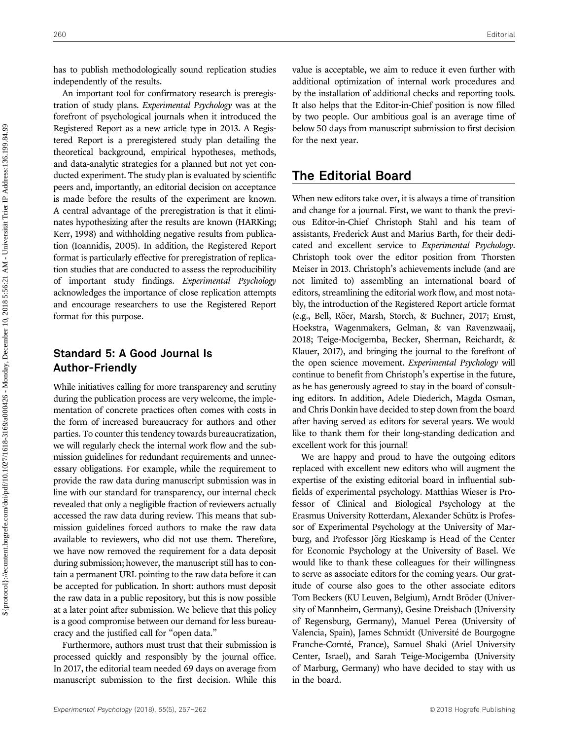has to publish methodologically sound replication studies independently of the results.

An important tool for confirmatory research is preregistration of study plans. *Experimental Psychology* was at the forefront of psychological journals when it introduced the Registered Report as a new article type in 2013. A Registered Report is a preregistered study plan detailing the theoretical background, empirical hypotheses, methods, and data-analytic strategies for a planned but not yet conducted experiment. The study plan is evaluated by scientific peers and, importantly, an editorial decision on acceptance is made before the results of the experiment are known. A central advantage of the preregistration is that it eliminates hypothesizing after the results are known (HARKing; Kerr, 1998) and withholding negative results from publication (Ioannidis, 2005). In addition, the Registered Report format is particularly effective for preregistration of replication studies that are conducted to assess the reproducibility of important study findings. *Experimental Psychology* acknowledges the importance of close replication attempts and encourage researchers to use the Registered Report format for this purpose.

### Standard 5: A Good Journal Is Author-Friendly

While initiatives calling for more transparency and scrutiny during the publication process are very welcome, the implementation of concrete practices often comes with costs in the form of increased bureaucracy for authors and other parties. To counter this tendency towards bureaucratization, we will regularly check the internal work flow and the submission guidelines for redundant requirements and unnecessary obligations. For example, while the requirement to provide the raw data during manuscript submission was in line with our standard for transparency, our internal check revealed that only a negligible fraction of reviewers actually accessed the raw data during review. This means that submission guidelines forced authors to make the raw data available to reviewers, who did not use them. Therefore, we have now removed the requirement for a data deposit during submission; however, the manuscript still has to contain a permanent URL pointing to the raw data before it can be accepted for publication. In short: authors must deposit the raw data in a public repository, but this is now possible at a later point after submission. We believe that this policy is a good compromise between our demand for less bureaucracy and the justified call for "open data."

Furthermore, authors must trust that their submission is processed quickly and responsibly by the journal office. In 2017, the editorial team needed 69 days on average from manuscript submission to the first decision. While this value is acceptable, we aim to reduce it even further with additional optimization of internal work procedures and by the installation of additional checks and reporting tools. It also helps that the Editor-in-Chief position is now filled by two people. Our ambitious goal is an average time of below 50 days from manuscript submission to first decision for the next year.

## The Editorial Board

When new editors take over, it is always a time of transition and change for a journal. First, we want to thank the previous Editor-in-Chief Christoph Stahl and his team of assistants, Frederick Aust and Marius Barth, for their dedicated and excellent service to *Experimental Psychology*. Christoph took over the editor position from Thorsten Meiser in 2013. Christoph's achievements include (and are not limited to) assembling an international board of editors, streamlining the editorial work flow, and most notably, the introduction of the Registered Report article format (e.g., Bell, Röer, Marsh, Storch, & Buchner, 2017; Ernst, Hoekstra, Wagenmakers, Gelman, & van Ravenzwaaij, 2018; Teige-Mocigemba, Becker, Sherman, Reichardt, & Klauer, 2017), and bringing the journal to the forefront of the open science movement. *Experimental Psychology* will continue to benefit from Christoph's expertise in the future, as he has generously agreed to stay in the board of consulting editors. In addition, Adele Diederich, Magda Osman, and Chris Donkin have decided to step down from the board after having served as editors for several years. We would like to thank them for their long-standing dedication and excellent work for this journal!

We are happy and proud to have the outgoing editors replaced with excellent new editors who will augment the expertise of the existing editorial board in influential subfields of experimental psychology. Matthias Wieser is Professor of Clinical and Biological Psychology at the Erasmus University Rotterdam, Alexander Schütz is Professor of Experimental Psychology at the University of Marburg, and Professor Jörg Rieskamp is Head of the Center for Economic Psychology at the University of Basel. We would like to thank these colleagues for their willingness to serve as associate editors for the coming years. Our gratitude of course also goes to the other associate editors Tom Beckers (KU Leuven, Belgium), Arndt Bröder (University of Mannheim, Germany), Gesine Dreisbach (University of Regensburg, Germany), Manuel Perea (University of Valencia, Spain), James Schmidt (Université de Bourgogne Franche-Comté, France), Samuel Shaki (Ariel University Center, Israel), and Sarah Teige-Mocigemba (University of Marburg, Germany) who have decided to stay with us in the board.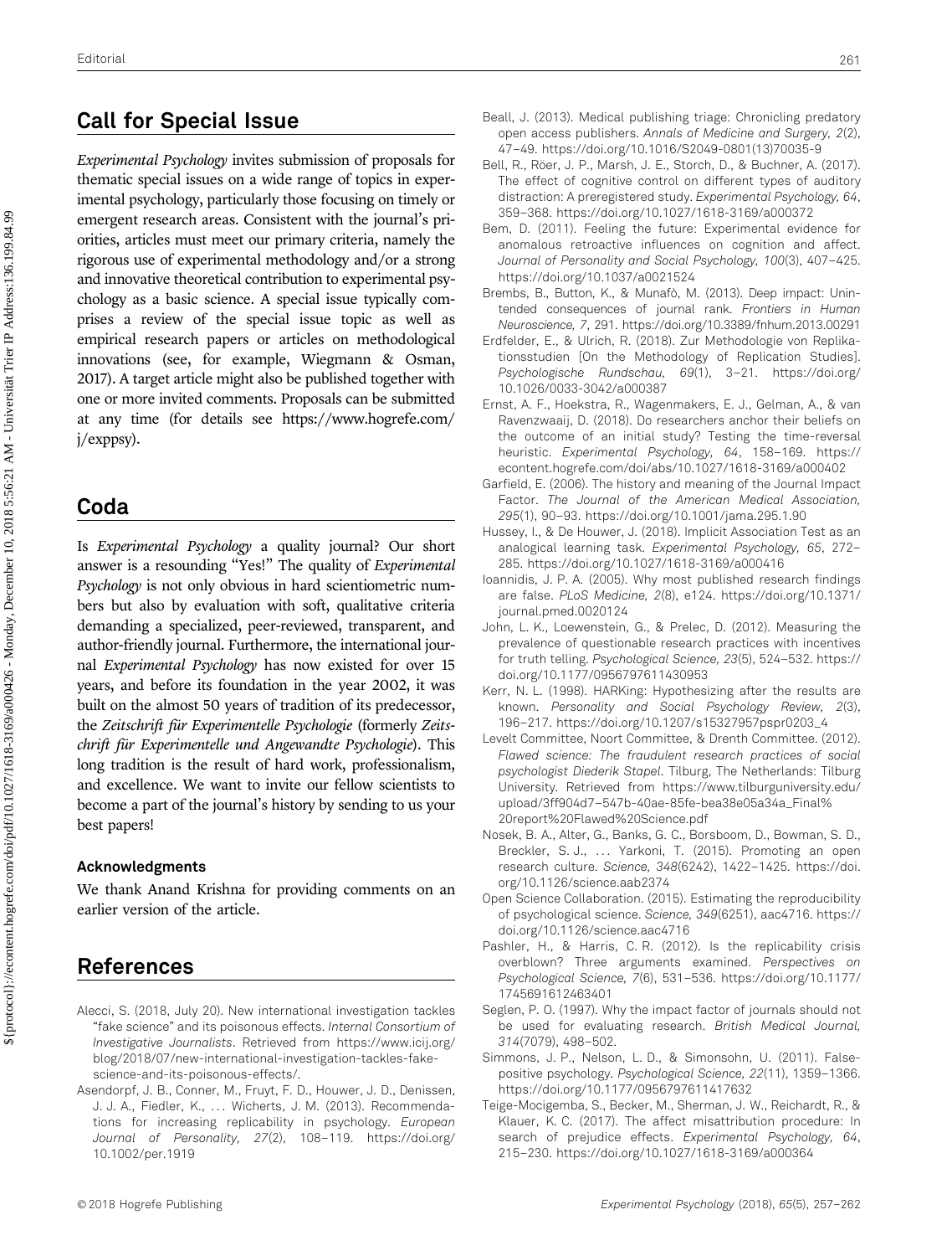## Call for Special Issue

*Experimental Psychology* invites submission of proposals for thematic special issues on a wide range of topics in experimental psychology, particularly those focusing on timely or emergent research areas. Consistent with the journal's priorities, articles must meet our primary criteria, namely the rigorous use of experimental methodology and/or a strong and innovative theoretical contribution to experimental psychology as a basic science. A special issue typically comprises a review of the special issue topic as well as empirical research papers or articles on methodological innovations (see, for example, Wiegmann & Osman, 2017). A target article might also be published together with one or more invited comments. Proposals can be submitted at any time (for details see https://www.hogrefe.com/j/exppsy).

## Coda

Is *Experimental Psychology* a quality journal? Our short answer is a resounding "Yes!" The quality of *Experimental Psychology* is not only obvious in hard scientiometric numbers but also by evaluation with soft, qualitative criteria demanding a specialized, peer-reviewed, transparent, and author-friendly journal. Furthermore, the international journal *Experimental Psychology* has now existed for over 15 years, and before its foundation in the year 2002, it was built on the almost 50 years of tradition of its predecessor, the *Zeitschrift für Experimentelle Psychologie* (formerly *Zeitschrift für Experimentelle und Angewandte Psychologie*). This long tradition is the result of hard work, professionalism, and excellence. We want to invite our fellow scientists to become a part of the journal's history by sending to us your best papers!

### Acknowledgments

We thank Anand Krishna for providing comments on an earlier version of the article.

## References

Alecci, S. (2018, July 20). New international investigation tackles "fake science" and its poisonous effects. *Internal Consortium of Investigative Journalists*. Retrieved from https://www.icij.org/blog/2018/07/new-international-investigation-tackles-fake-science-and-its-poisonous-effects/.

Asendorpf, J. B., Conner, M., Fruyt, F. D., Houwer, J. D., Denissen, J. J. A., Fiedler, K., … Wicherts, J. M. (2013). Recommendations for increasing replicability in psychology. *European Journal of Personality, 27*(2), 108–119. https://doi.org/10.1002/per.1919

Beall, J. (2013). Medical publishing triage: Chronicling predatory open access publishers. *Annals of Medicine and Surgery, 2*(2), 47–49. https://doi.org/10.1016/S2049-0801(13)70035-9

Bell, R., Röer, J. P., Marsh, J. E., Storch, D., & Buchner, A. (2017). The effect of cognitive control on different types of auditory distraction: A preregistered study. *Experimental Psychology, 64*, 359–368. https://doi.org/10.1027/1618-3169/a000372

Bem, D. (2011). Feeling the future: Experimental evidence for anomalous retroactive influences on cognition and affect. *Journal of Personality and Social Psychology, 100*(3), 407–425. https://doi.org/10.1037/a0021524

Brembs, B., Button, K., & Munafò, M. (2013). Deep impact: Unintended consequences of journal rank. *Frontiers in Human Neuroscience, 7*, 291. https://doi.org/10.3389/fnhum.2013.00291

Erdfelder, E., & Ulrich, R. (2018). Zur Methodologie von Replikationsstudien [On the Methodology of Replication Studies]. *Psychologische Rundschau, 69*(1), 3–21. https://doi.org/10.1026/0033-3042/a000387

Ernst, A. F., Hoekstra, R., Wagenmakers, E. J., Gelman, A., & van Ravenzwaaij, D. (2018). Do researchers anchor their beliefs on the outcome of an initial study? Testing the time-reversal heuristic. *Experimental Psychology, 64*, 158–169. https://econtent.hogrefe.com/doi/abs/10.1027/1618-3169/a000402

Garfield, E. (2006). The history and meaning of the Journal Impact Factor. *The Journal of the American Medical Association, 295*(1), 90–93. https://doi.org/10.1001/jama.295.1.90

Hussey, I., & De Houwer, J. (2018). Implicit Association Test as an analogical learning task. *Experimental Psychology, 65*, 272–285. https://doi.org/10.1027/1618-3169/a000416

Ioannidis, J. P. A. (2005). Why most published research findings are false. *PLoS Medicine, 2*(8), e124. https://doi.org/10.1371/journal.pmed.0020124

John, L. K., Loewenstein, G., & Prelec, D. (2012). Measuring the prevalence of questionable research practices with incentives for truth telling. *Psychological Science, 23*(5), 524–532. https://doi.org/10.1177/0956797611430953

Kerr, N. L. (1998). HARKing: Hypothesizing after the results are known. *Personality and Social Psychology Review, 2*(3), 196–217. https://doi.org/10.1207/s15327957pspr0203_4

Levelt Committee, Noort Committee, & Drenth Committee. (2012). *Flawed science: The fraudulent research practices of social psychologist Diederik Stapel*. Tilburg, The Netherlands: Tilburg University. Retrieved from https://www.tilburguniversity.edu/upload/3ff904d7-547b-40ae-85fe-bea38e05a34a_Final%20report%20Flawed%20Science.pdf

Nosek, B. A., Alter, G., Banks, G. C., Borsboom, D., Bowman, S. D., Breckler, S. J., … Yarkoni, T. (2015). Promoting an open research culture. *Science, 348*(6242), 1422–1425. https://doi.org/10.1126/science.aab2374

Open Science Collaboration. (2015). Estimating the reproducibility of psychological science. *Science, 349*(6251), aac4716. https://doi.org/10.1126/science.aac4716

Pashler, H., & Harris, C. R. (2012). Is the replicability crisis overblown? Three arguments examined. *Perspectives on Psychological Science, 7*(6), 531–536. https://doi.org/10.1177/1745691612463401

Seglen, P. O. (1997). Why the impact factor of journals should not be used for evaluating research. *British Medical Journal, 314*(7079), 498–502.

Simmons, J. P., Nelson, L. D., & Simonsohn, U. (2011). False-positive psychology. *Psychological Science, 22*(11), 1359–1366. https://doi.org/10.1177/0956797611417632

Teige-Mocigemba, S., Becker, M., Sherman, J. W., Reichardt, R., & Klauer, K. C. (2017). The affect misattribution procedure: In search of prejudice effects. *Experimental Psychology, 64*, 215–230. https://doi.org/10.1027/1618-3169/a000364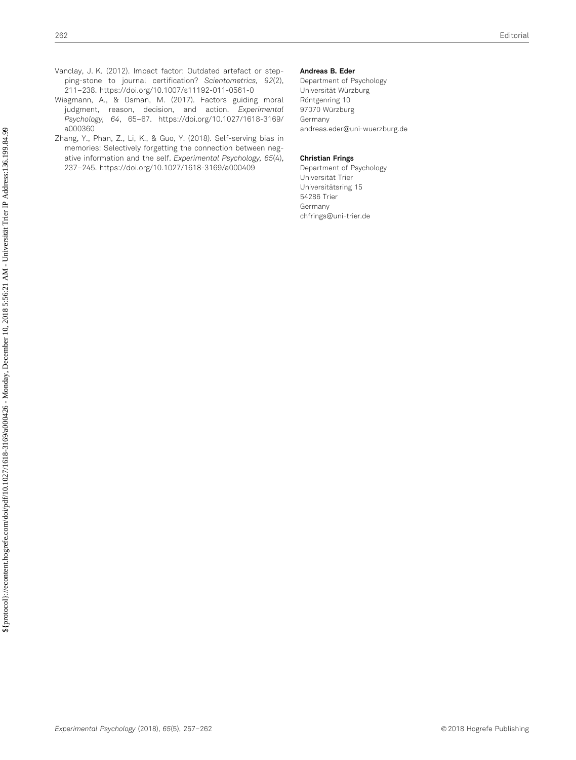Vanclay, J. K. (2012). Impact factor: Outdated artefact or stepping-stone to journal certification? *Scientometrics, 92*(2), 211–238. https://doi.org/10.1007/s11192-011-0561-0

Wiegmann, A., & Osman, M. (2017). Factors guiding moral judgment, reason, decision, and action. *Experimental Psychology, 64*, 65–67. https://doi.org/10.1027/1618-3169/a000360

Zhang, Y., Phan, Z., Li, K., & Guo, Y. (2018). Self-serving bias in memories: Selectively forgetting the connection between negative information and the self. *Experimental Psychology, 65*(4), 237–245. https://doi.org/10.1027/1618-3169/a000409

**Andreas B. Eder**
Department of Psychology
Universität Würzburg
Röntgenring 10
97070 Würzburg
Germany
andreas.eder@uni-wuerzburg.de

**Christian Frings**
Department of Psychology
Universität Trier
Universitätsring 15
54286 Trier
Germany
chfrings@uni-trier.de